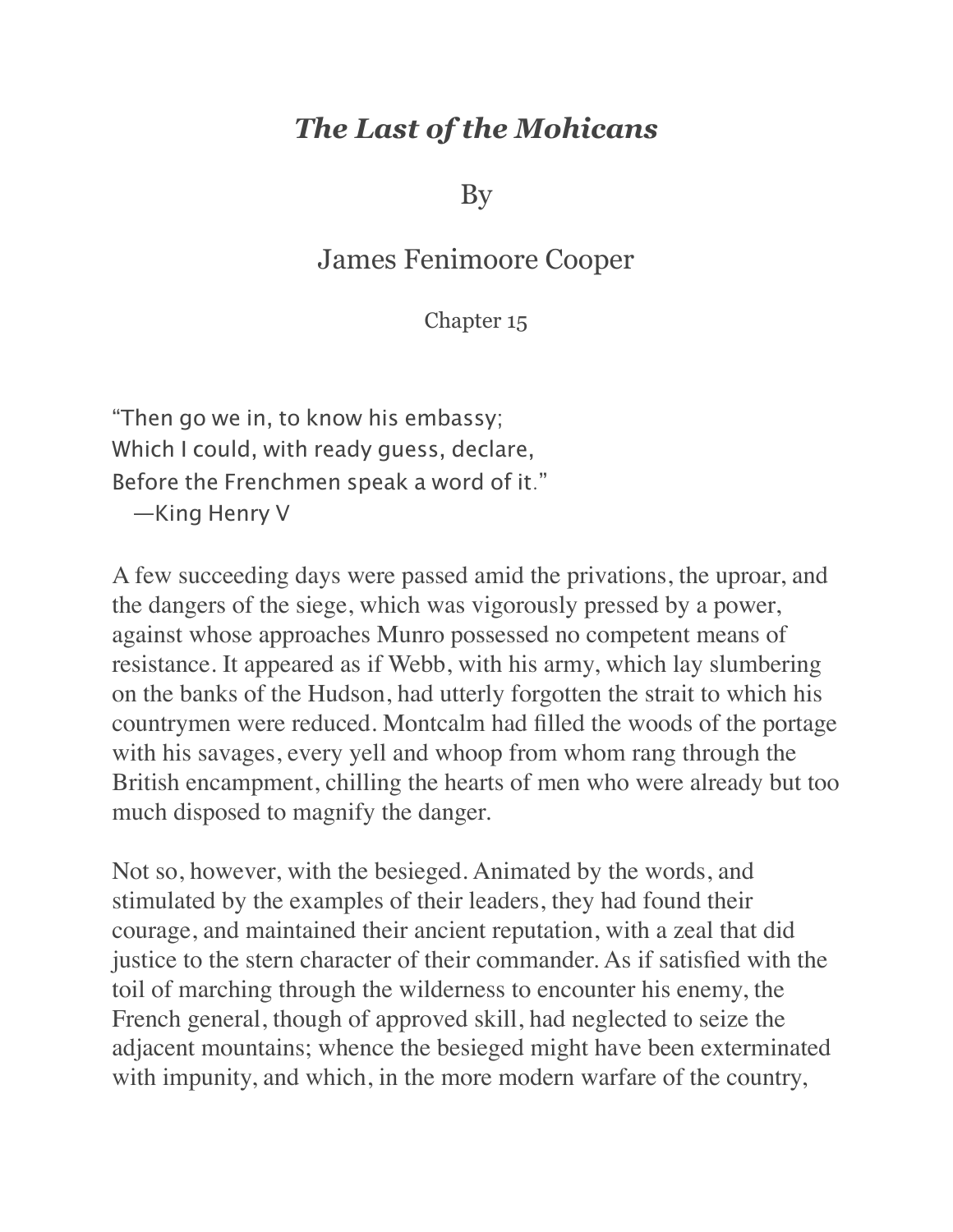# *The Last of the Mohicans*

By

James Fenimoore Cooper

Chapter 15

"Then go we in, to know his embassy;
Which I could, with ready guess, declare,
Before the Frenchmen speak a word of it."
—King Henry V

A few succeeding days were passed amid the privations, the uproar, and the dangers of the siege, which was vigorously pressed by a power, against whose approaches Munro possessed no competent means of resistance. It appeared as if Webb, with his army, which lay slumbering on the banks of the Hudson, had utterly forgotten the strait to which his countrymen were reduced. Montcalm had filled the woods of the portage with his savages, every yell and whoop from whom rang through the British encampment, chilling the hearts of men who were already but too much disposed to magnify the danger.

Not so, however, with the besieged. Animated by the words, and stimulated by the examples of their leaders, they had found their courage, and maintained their ancient reputation, with a zeal that did justice to the stern character of their commander. As if satisfied with the toil of marching through the wilderness to encounter his enemy, the French general, though of approved skill, had neglected to seize the adjacent mountains; whence the besieged might have been exterminated with impunity, and which, in the more modern warfare of the country,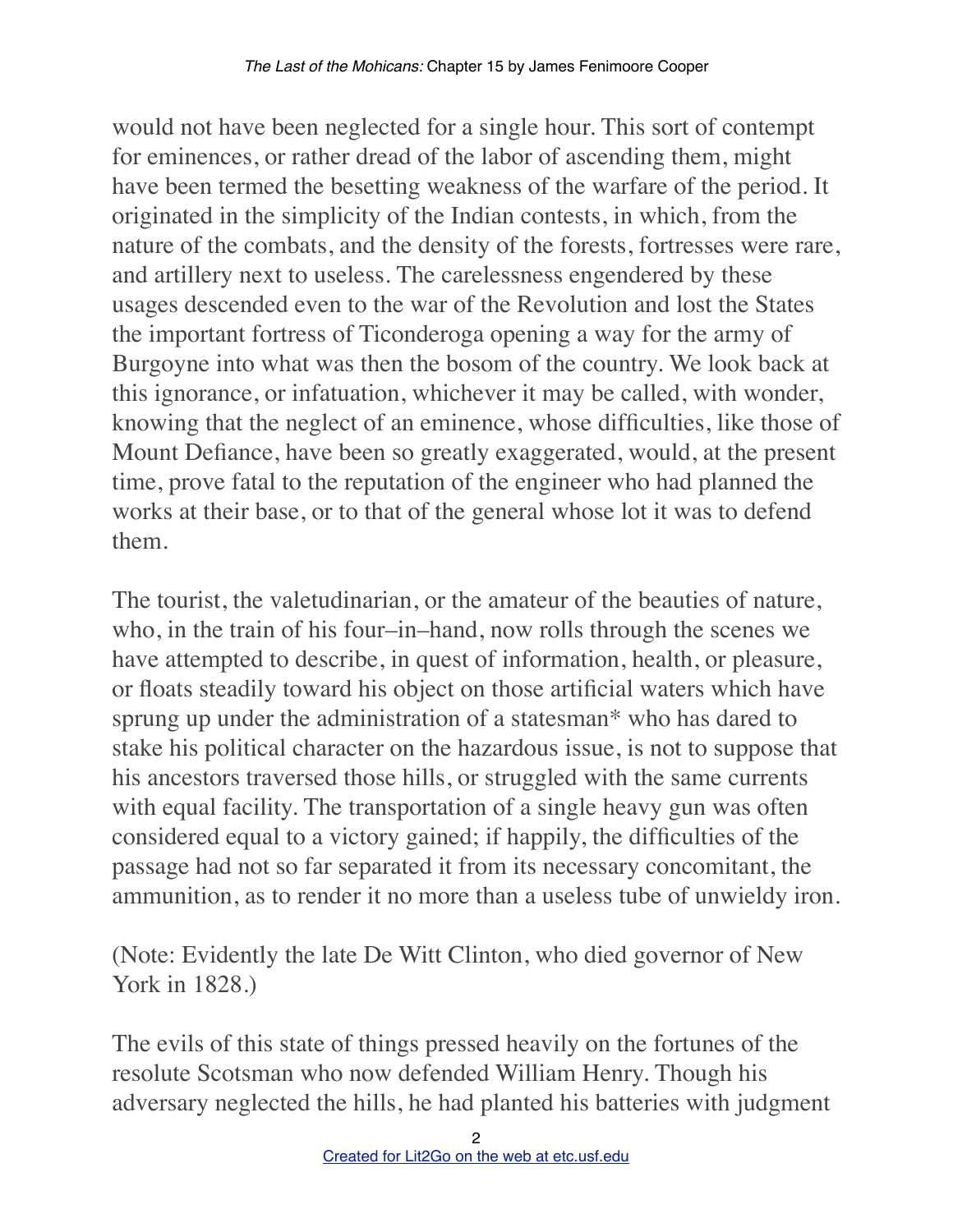would not have been neglected for a single hour. This sort of contempt for eminences, or rather dread of the labor of ascending them, might have been termed the besetting weakness of the warfare of the period. It originated in the simplicity of the Indian contests, in which, from the nature of the combats, and the density of the forests, fortresses were rare, and artillery next to useless. The carelessness engendered by these usages descended even to the war of the Revolution and lost the States the important fortress of Ticonderoga opening a way for the army of Burgoyne into what was then the bosom of the country. We look back at this ignorance, or infatuation, whichever it may be called, with wonder, knowing that the neglect of an eminence, whose difficulties, like those of Mount Defiance, have been so greatly exaggerated, would, at the present time, prove fatal to the reputation of the engineer who had planned the works at their base, or to that of the general whose lot it was to defend them.

The tourist, the valetudinarian, or the amateur of the beauties of nature, who, in the train of his four–in–hand, now rolls through the scenes we have attempted to describe, in quest of information, health, or pleasure, or floats steadily toward his object on those artificial waters which have sprung up under the administration of a statesman* who has dared to stake his political character on the hazardous issue, is not to suppose that his ancestors traversed those hills, or struggled with the same currents with equal facility. The transportation of a single heavy gun was often considered equal to a victory gained; if happily, the difficulties of the passage had not so far separated it from its necessary concomitant, the ammunition, as to render it no more than a useless tube of unwieldy iron.

(Note: Evidently the late De Witt Clinton, who died governor of New York in 1828.)

The evils of this state of things pressed heavily on the fortunes of the resolute Scotsman who now defended William Henry. Though his adversary neglected the hills, he had planted his batteries with judgment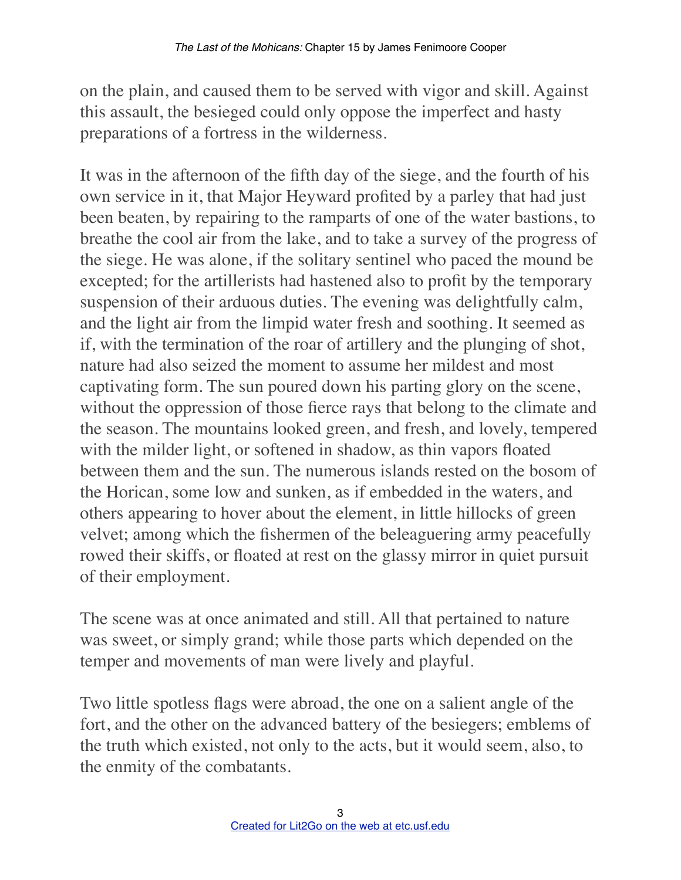on the plain, and caused them to be served with vigor and skill. Against this assault, the besieged could only oppose the imperfect and hasty preparations of a fortress in the wilderness.

It was in the afternoon of the fifth day of the siege, and the fourth of his own service in it, that Major Heyward profited by a parley that had just been beaten, by repairing to the ramparts of one of the water bastions, to breathe the cool air from the lake, and to take a survey of the progress of the siege. He was alone, if the solitary sentinel who paced the mound be excepted; for the artillerists had hastened also to profit by the temporary suspension of their arduous duties. The evening was delightfully calm, and the light air from the limpid water fresh and soothing. It seemed as if, with the termination of the roar of artillery and the plunging of shot, nature had also seized the moment to assume her mildest and most captivating form. The sun poured down his parting glory on the scene, without the oppression of those fierce rays that belong to the climate and the season. The mountains looked green, and fresh, and lovely, tempered with the milder light, or softened in shadow, as thin vapors floated between them and the sun. The numerous islands rested on the bosom of the Horican, some low and sunken, as if embedded in the waters, and others appearing to hover about the element, in little hillocks of green velvet; among which the fishermen of the beleaguering army peacefully rowed their skiffs, or floated at rest on the glassy mirror in quiet pursuit of their employment.

The scene was at once animated and still. All that pertained to nature was sweet, or simply grand; while those parts which depended on the temper and movements of man were lively and playful.

Two little spotless flags were abroad, the one on a salient angle of the fort, and the other on the advanced battery of the besiegers; emblems of the truth which existed, not only to the acts, but it would seem, also, to the enmity of the combatants.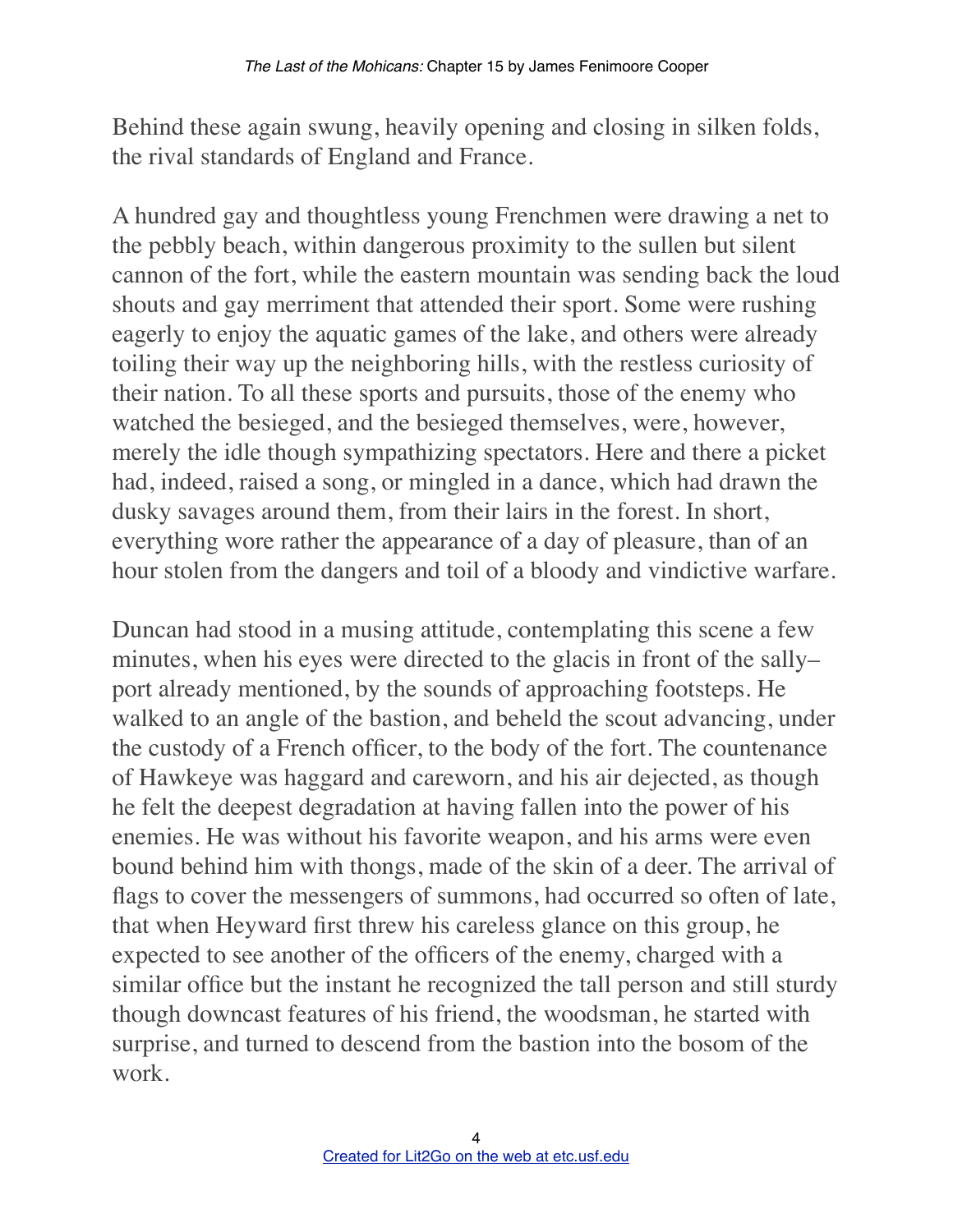Behind these again swung, heavily opening and closing in silken folds, the rival standards of England and France.

A hundred gay and thoughtless young Frenchmen were drawing a net to the pebbly beach, within dangerous proximity to the sullen but silent cannon of the fort, while the eastern mountain was sending back the loud shouts and gay merriment that attended their sport. Some were rushing eagerly to enjoy the aquatic games of the lake, and others were already toiling their way up the neighboring hills, with the restless curiosity of their nation. To all these sports and pursuits, those of the enemy who watched the besieged, and the besieged themselves, were, however, merely the idle though sympathizing spectators. Here and there a picket had, indeed, raised a song, or mingled in a dance, which had drawn the dusky savages around them, from their lairs in the forest. In short, everything wore rather the appearance of a day of pleasure, than of an hour stolen from the dangers and toil of a bloody and vindictive warfare.

Duncan had stood in a musing attitude, contemplating this scene a few minutes, when his eyes were directed to the glacis in front of the sally–port already mentioned, by the sounds of approaching footsteps. He walked to an angle of the bastion, and beheld the scout advancing, under the custody of a French officer, to the body of the fort. The countenance of Hawkeye was haggard and careworn, and his air dejected, as though he felt the deepest degradation at having fallen into the power of his enemies. He was without his favorite weapon, and his arms were even bound behind him with thongs, made of the skin of a deer. The arrival of flags to cover the messengers of summons, had occurred so often of late, that when Heyward first threw his careless glance on this group, he expected to see another of the officers of the enemy, charged with a similar office but the instant he recognized the tall person and still sturdy though downcast features of his friend, the woodsman, he started with surprise, and turned to descend from the bastion into the bosom of the work.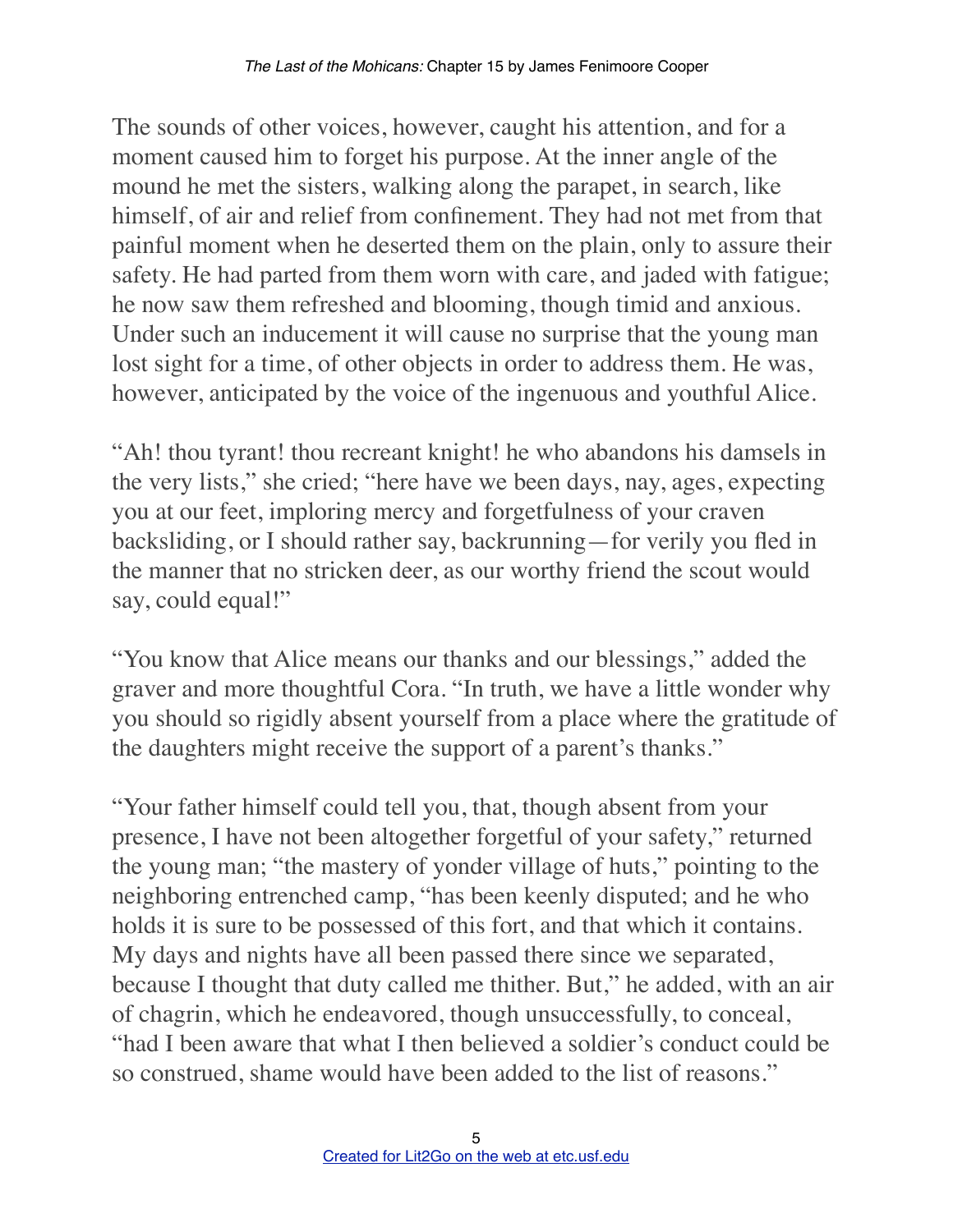The sounds of other voices, however, caught his attention, and for a moment caused him to forget his purpose. At the inner angle of the mound he met the sisters, walking along the parapet, in search, like himself, of air and relief from confinement. They had not met from that painful moment when he deserted them on the plain, only to assure their safety. He had parted from them worn with care, and jaded with fatigue; he now saw them refreshed and blooming, though timid and anxious. Under such an inducement it will cause no surprise that the young man lost sight for a time, of other objects in order to address them. He was, however, anticipated by the voice of the ingenuous and youthful Alice.

"Ah! thou tyrant! thou recreant knight! he who abandons his damsels in the very lists," she cried; "here have we been days, nay, ages, expecting you at our feet, imploring mercy and forgetfulness of your craven backsliding, or I should rather say, backrunning—for verily you fled in the manner that no stricken deer, as our worthy friend the scout would say, could equal!"

"You know that Alice means our thanks and our blessings," added the graver and more thoughtful Cora. "In truth, we have a little wonder why you should so rigidly absent yourself from a place where the gratitude of the daughters might receive the support of a parent's thanks."

"Your father himself could tell you, that, though absent from your presence, I have not been altogether forgetful of your safety," returned the young man; "the mastery of yonder village of huts," pointing to the neighboring entrenched camp, "has been keenly disputed; and he who holds it is sure to be possessed of this fort, and that which it contains. My days and nights have all been passed there since we separated, because I thought that duty called me thither. But," he added, with an air of chagrin, which he endeavored, though unsuccessfully, to conceal, "had I been aware that what I then believed a soldier's conduct could be so construed, shame would have been added to the list of reasons."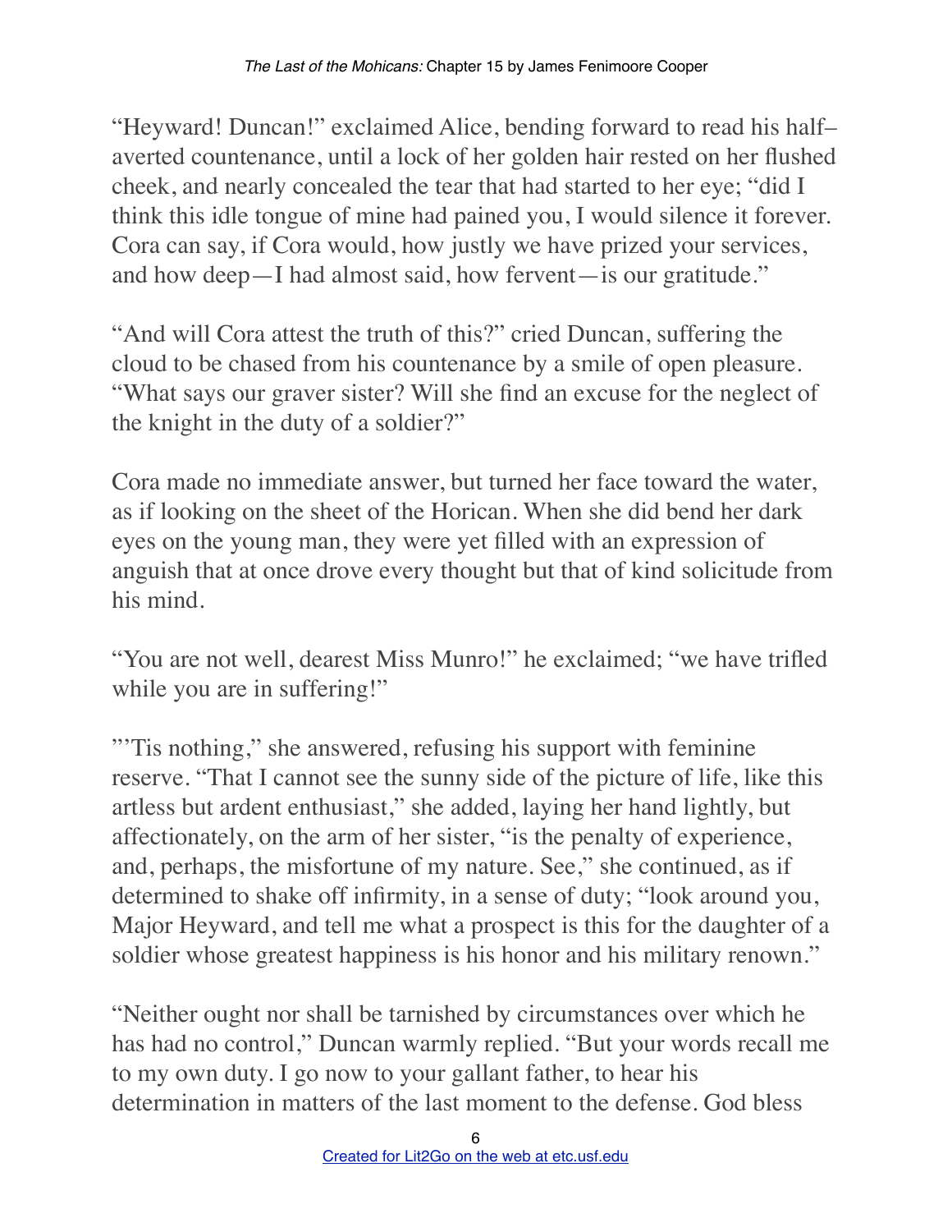"Heyward! Duncan!" exclaimed Alice, bending forward to read his half–averted countenance, until a lock of her golden hair rested on her flushed cheek, and nearly concealed the tear that had started to her eye; "did I think this idle tongue of mine had pained you, I would silence it forever. Cora can say, if Cora would, how justly we have prized your services, and how deep—I had almost said, how fervent—is our gratitude."

"And will Cora attest the truth of this?" cried Duncan, suffering the cloud to be chased from his countenance by a smile of open pleasure. "What says our graver sister? Will she find an excuse for the neglect of the knight in the duty of a soldier?"

Cora made no immediate answer, but turned her face toward the water, as if looking on the sheet of the Horican. When she did bend her dark eyes on the young man, they were yet filled with an expression of anguish that at once drove every thought but that of kind solicitude from his mind.

"You are not well, dearest Miss Munro!" he exclaimed; "we have trifled while you are in suffering!"

"'Tis nothing," she answered, refusing his support with feminine reserve. "That I cannot see the sunny side of the picture of life, like this artless but ardent enthusiast," she added, laying her hand lightly, but affectionately, on the arm of her sister, "is the penalty of experience, and, perhaps, the misfortune of my nature. See," she continued, as if determined to shake off infirmity, in a sense of duty; "look around you, Major Heyward, and tell me what a prospect is this for the daughter of a soldier whose greatest happiness is his honor and his military renown."

"Neither ought nor shall be tarnished by circumstances over which he has had no control," Duncan warmly replied. "But your words recall me to my own duty. I go now to your gallant father, to hear his determination in matters of the last moment to the defense. God bless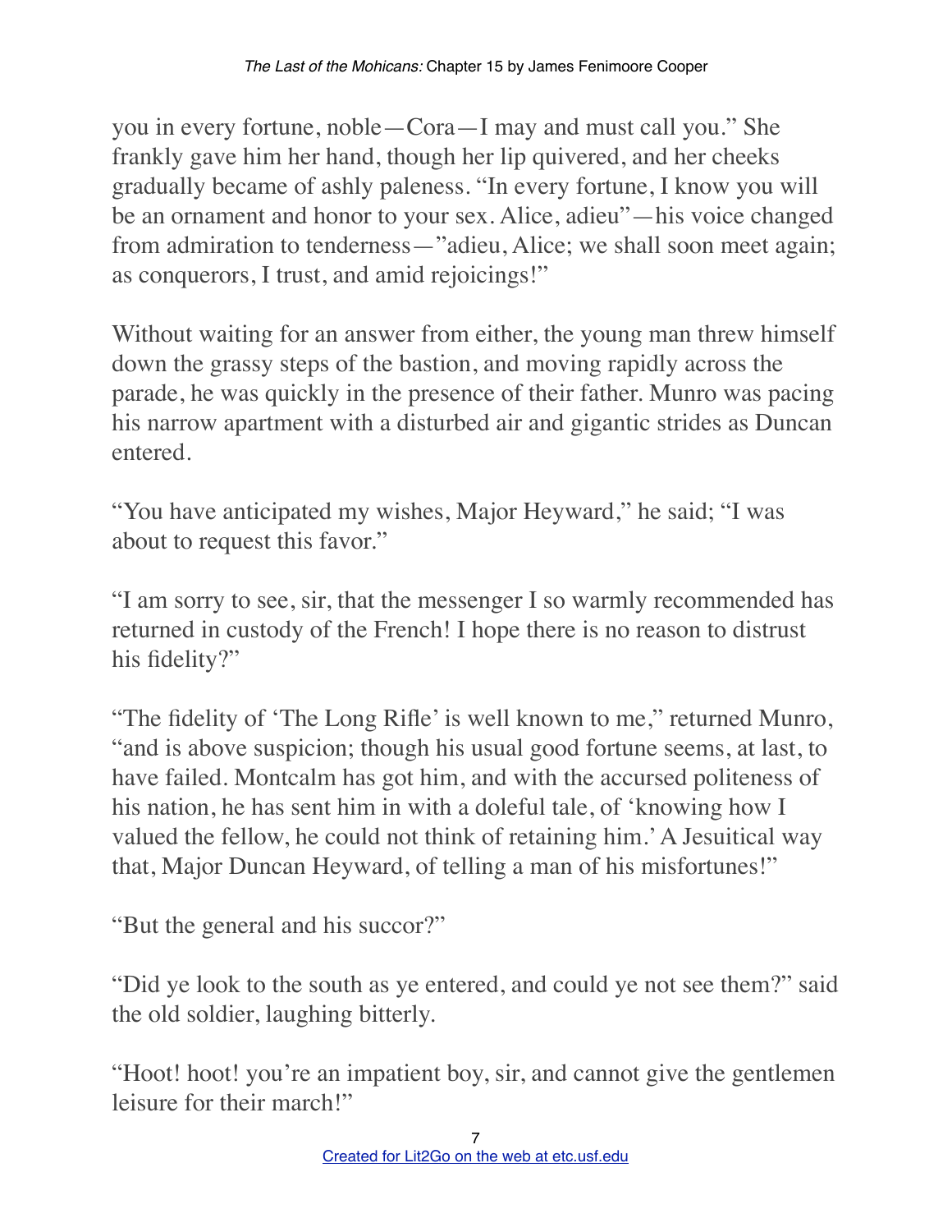you in every fortune, noble—Cora—I may and must call you." She frankly gave him her hand, though her lip quivered, and her cheeks gradually became of ashly paleness. "In every fortune, I know you will be an ornament and honor to your sex. Alice, adieu"—his voice changed from admiration to tenderness—"adieu, Alice; we shall soon meet again; as conquerors, I trust, and amid rejoicings!"

Without waiting for an answer from either, the young man threw himself down the grassy steps of the bastion, and moving rapidly across the parade, he was quickly in the presence of their father. Munro was pacing his narrow apartment with a disturbed air and gigantic strides as Duncan entered.

"You have anticipated my wishes, Major Heyward," he said; "I was about to request this favor."

"I am sorry to see, sir, that the messenger I so warmly recommended has returned in custody of the French! I hope there is no reason to distrust his fidelity?"

"The fidelity of 'The Long Rifle' is well known to me," returned Munro, "and is above suspicion; though his usual good fortune seems, at last, to have failed. Montcalm has got him, and with the accursed politeness of his nation, he has sent him in with a doleful tale, of 'knowing how I valued the fellow, he could not think of retaining him.' A Jesuitical way that, Major Duncan Heyward, of telling a man of his misfortunes!"

"But the general and his succor?"

"Did ye look to the south as ye entered, and could ye not see them?" said the old soldier, laughing bitterly.

"Hoot! hoot! you're an impatient boy, sir, and cannot give the gentlemen leisure for their march!"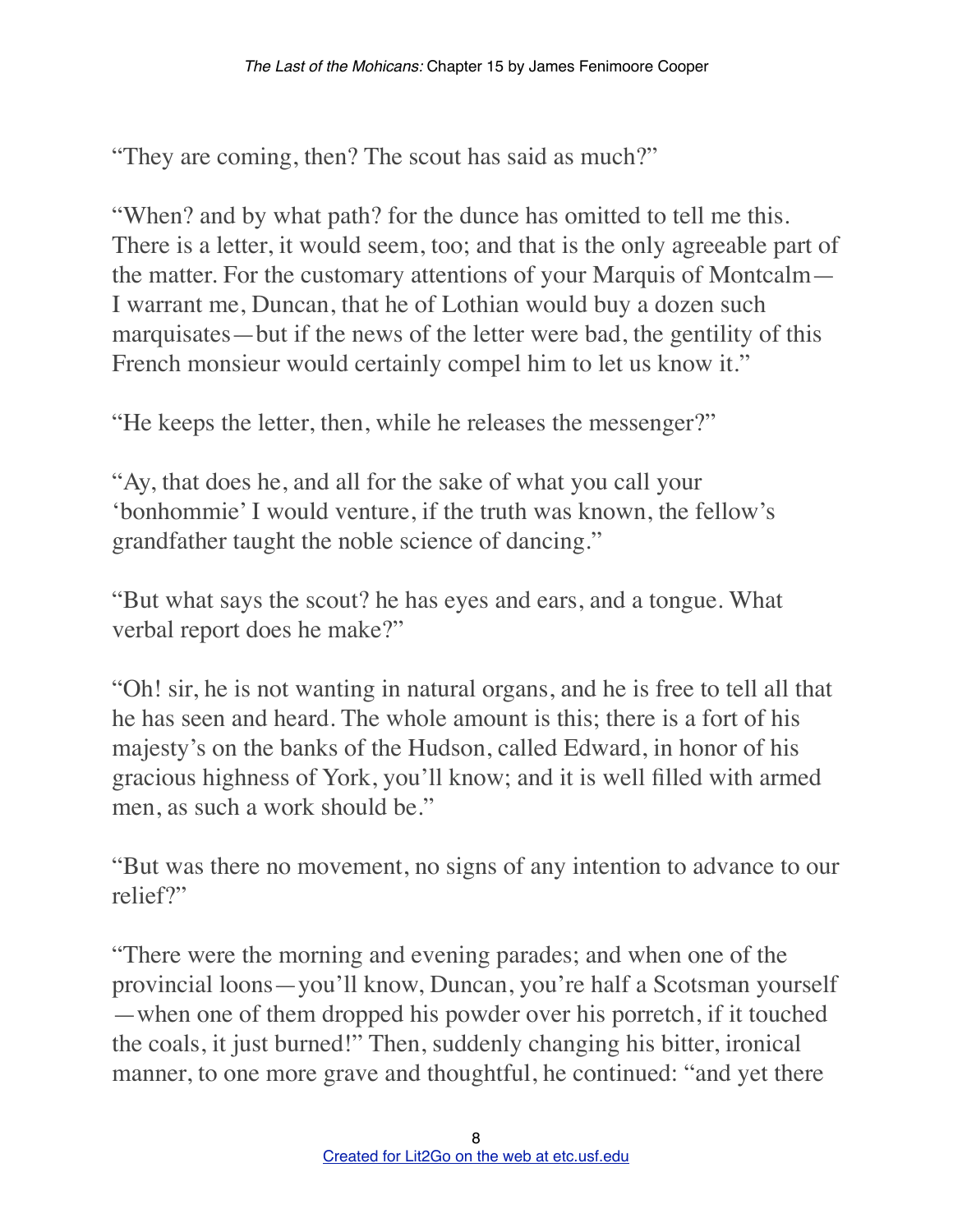"They are coming, then? The scout has said as much?"

"When? and by what path? for the dunce has omitted to tell me this. There is a letter, it would seem, too; and that is the only agreeable part of the matter. For the customary attentions of your Marquis of Montcalm—I warrant me, Duncan, that he of Lothian would buy a dozen such marquisates—but if the news of the letter were bad, the gentility of this French monsieur would certainly compel him to let us know it."

"He keeps the letter, then, while he releases the messenger?"

"Ay, that does he, and all for the sake of what you call your 'bonhommie' I would venture, if the truth was known, the fellow's grandfather taught the noble science of dancing."

"But what says the scout? he has eyes and ears, and a tongue. What verbal report does he make?"

"Oh! sir, he is not wanting in natural organs, and he is free to tell all that he has seen and heard. The whole amount is this; there is a fort of his majesty's on the banks of the Hudson, called Edward, in honor of his gracious highness of York, you'll know; and it is well filled with armed men, as such a work should be."

"But was there no movement, no signs of any intention to advance to our relief?"

"There were the morning and evening parades; and when one of the provincial loons—you'll know, Duncan, you're half a Scotsman yourself—when one of them dropped his powder over his porretch, if it touched the coals, it just burned!" Then, suddenly changing his bitter, ironical manner, to one more grave and thoughtful, he continued: "and yet there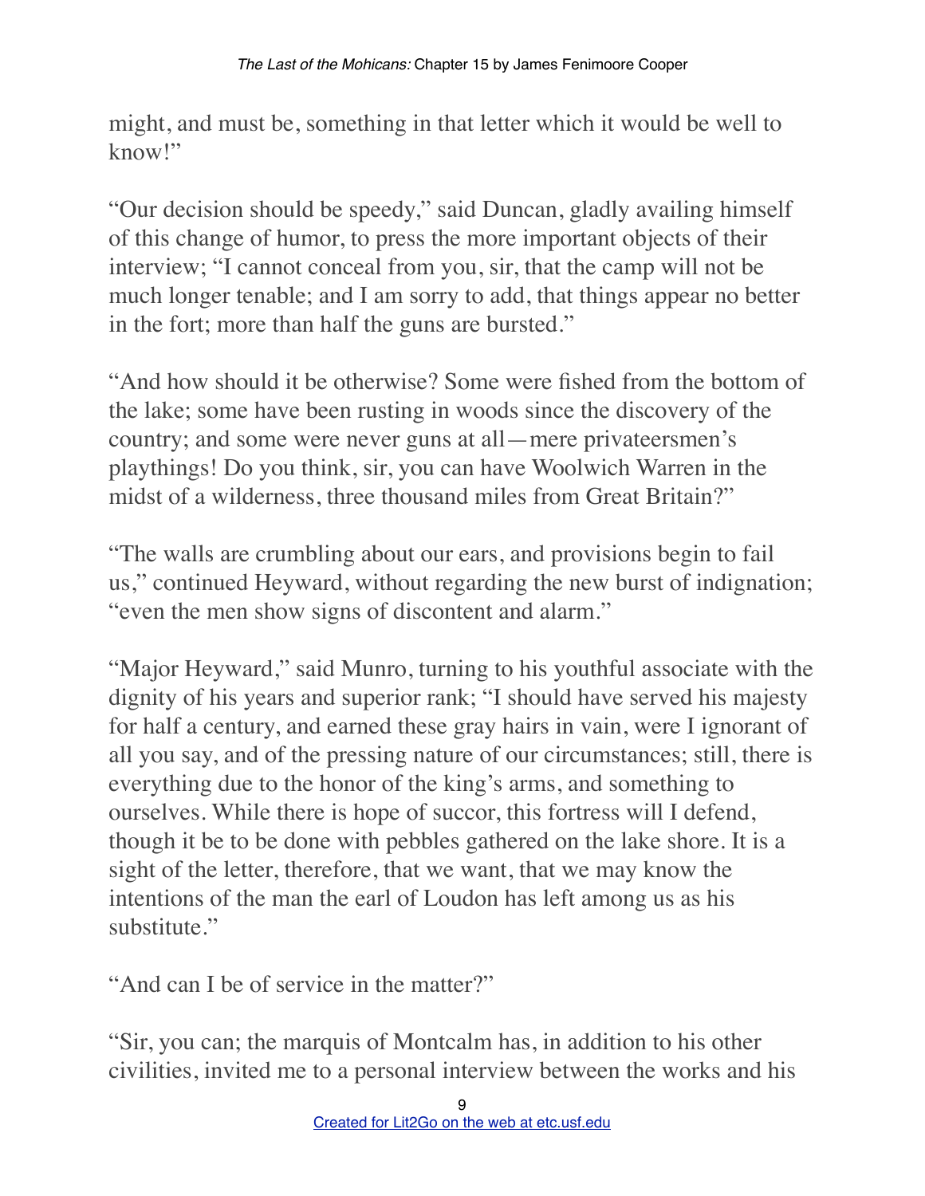might, and must be, something in that letter which it would be well to know!"

"Our decision should be speedy," said Duncan, gladly availing himself of this change of humor, to press the more important objects of their interview; "I cannot conceal from you, sir, that the camp will not be much longer tenable; and I am sorry to add, that things appear no better in the fort; more than half the guns are bursted."

"And how should it be otherwise? Some were fished from the bottom of the lake; some have been rusting in woods since the discovery of the country; and some were never guns at all—mere privateersmen's playthings! Do you think, sir, you can have Woolwich Warren in the midst of a wilderness, three thousand miles from Great Britain?"

"The walls are crumbling about our ears, and provisions begin to fail us," continued Heyward, without regarding the new burst of indignation; "even the men show signs of discontent and alarm."

"Major Heyward," said Munro, turning to his youthful associate with the dignity of his years and superior rank; "I should have served his majesty for half a century, and earned these gray hairs in vain, were I ignorant of all you say, and of the pressing nature of our circumstances; still, there is everything due to the honor of the king's arms, and something to ourselves. While there is hope of succor, this fortress will I defend, though it be to be done with pebbles gathered on the lake shore. It is a sight of the letter, therefore, that we want, that we may know the intentions of the man the earl of Loudon has left among us as his substitute."

"And can I be of service in the matter?"

"Sir, you can; the marquis of Montcalm has, in addition to his other civilities, invited me to a personal interview between the works and his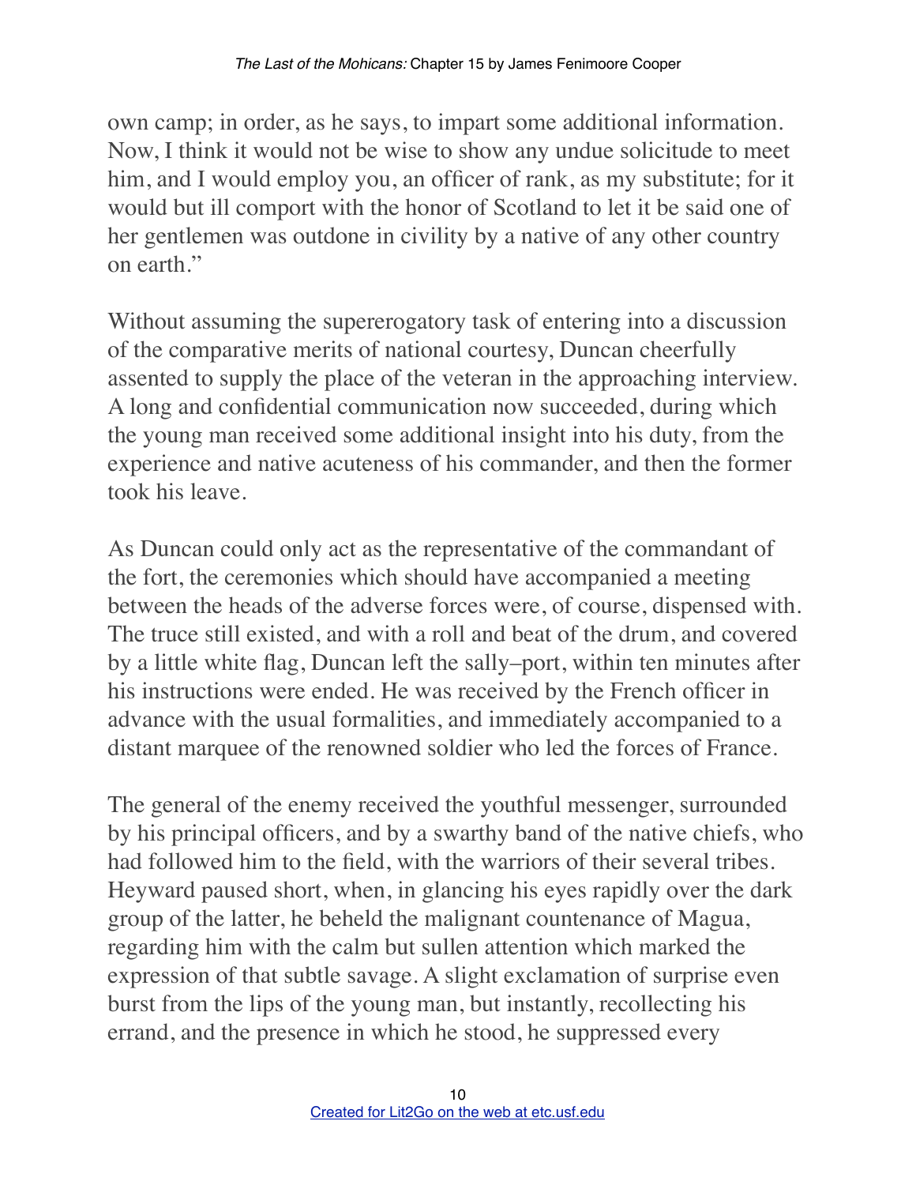own camp; in order, as he says, to impart some additional information. Now, I think it would not be wise to show any undue solicitude to meet him, and I would employ you, an officer of rank, as my substitute; for it would but ill comport with the honor of Scotland to let it be said one of her gentlemen was outdone in civility by a native of any other country on earth."

Without assuming the supererogatory task of entering into a discussion of the comparative merits of national courtesy, Duncan cheerfully assented to supply the place of the veteran in the approaching interview. A long and confidential communication now succeeded, during which the young man received some additional insight into his duty, from the experience and native acuteness of his commander, and then the former took his leave.

As Duncan could only act as the representative of the commandant of the fort, the ceremonies which should have accompanied a meeting between the heads of the adverse forces were, of course, dispensed with. The truce still existed, and with a roll and beat of the drum, and covered by a little white flag, Duncan left the sally–port, within ten minutes after his instructions were ended. He was received by the French officer in advance with the usual formalities, and immediately accompanied to a distant marquee of the renowned soldier who led the forces of France.

The general of the enemy received the youthful messenger, surrounded by his principal officers, and by a swarthy band of the native chiefs, who had followed him to the field, with the warriors of their several tribes. Heyward paused short, when, in glancing his eyes rapidly over the dark group of the latter, he beheld the malignant countenance of Magua, regarding him with the calm but sullen attention which marked the expression of that subtle savage. A slight exclamation of surprise even burst from the lips of the young man, but instantly, recollecting his errand, and the presence in which he stood, he suppressed every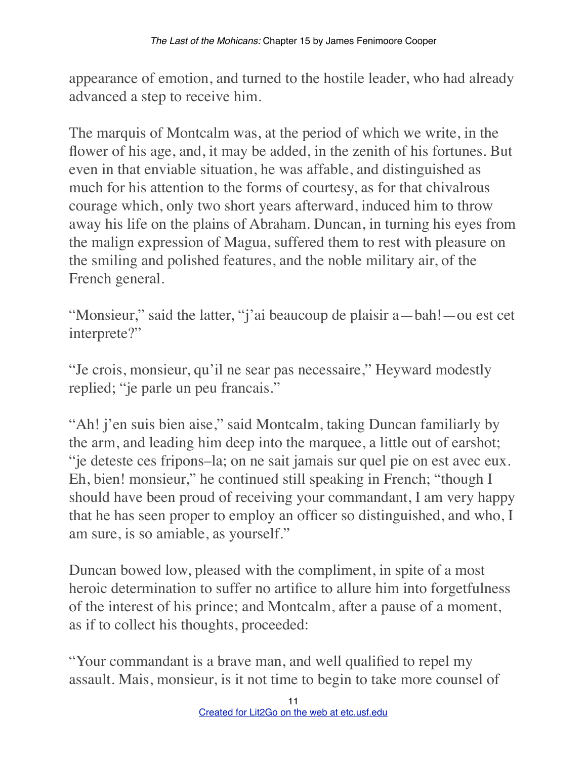appearance of emotion, and turned to the hostile leader, who had already advanced a step to receive him.

The marquis of Montcalm was, at the period of which we write, in the flower of his age, and, it may be added, in the zenith of his fortunes. But even in that enviable situation, he was affable, and distinguished as much for his attention to the forms of courtesy, as for that chivalrous courage which, only two short years afterward, induced him to throw away his life on the plains of Abraham. Duncan, in turning his eyes from the malign expression of Magua, suffered them to rest with pleasure on the smiling and polished features, and the noble military air, of the French general.

"Monsieur," said the latter, "j'ai beaucoup de plaisir a—bah!—ou est cet interprete?"

"Je crois, monsieur, qu'il ne sear pas necessaire," Heyward modestly replied; "je parle un peu francais."

"Ah! j'en suis bien aise," said Montcalm, taking Duncan familiarly by the arm, and leading him deep into the marquee, a little out of earshot; "je deteste ces fripons–la; on ne sait jamais sur quel pie on est avec eux. Eh, bien! monsieur," he continued still speaking in French; "though I should have been proud of receiving your commandant, I am very happy that he has seen proper to employ an officer so distinguished, and who, I am sure, is so amiable, as yourself."

Duncan bowed low, pleased with the compliment, in spite of a most heroic determination to suffer no artifice to allure him into forgetfulness of the interest of his prince; and Montcalm, after a pause of a moment, as if to collect his thoughts, proceeded:

"Your commandant is a brave man, and well qualified to repel my assault. Mais, monsieur, is it not time to begin to take more counsel of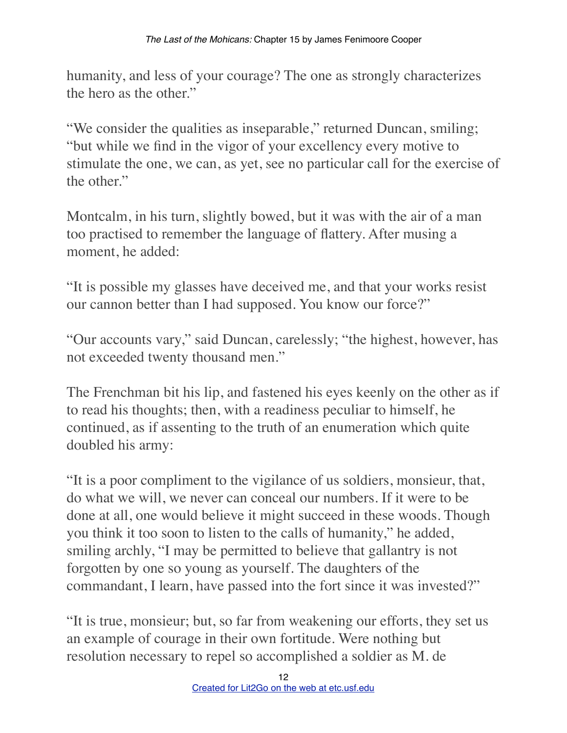humanity, and less of your courage? The one as strongly characterizes the hero as the other."

"We consider the qualities as inseparable," returned Duncan, smiling; "but while we find in the vigor of your excellency every motive to stimulate the one, we can, as yet, see no particular call for the exercise of the other."

Montcalm, in his turn, slightly bowed, but it was with the air of a man too practised to remember the language of flattery. After musing a moment, he added:

"It is possible my glasses have deceived me, and that your works resist our cannon better than I had supposed. You know our force?"

"Our accounts vary," said Duncan, carelessly; "the highest, however, has not exceeded twenty thousand men."

The Frenchman bit his lip, and fastened his eyes keenly on the other as if to read his thoughts; then, with a readiness peculiar to himself, he continued, as if assenting to the truth of an enumeration which quite doubled his army:

"It is a poor compliment to the vigilance of us soldiers, monsieur, that, do what we will, we never can conceal our numbers. If it were to be done at all, one would believe it might succeed in these woods. Though you think it too soon to listen to the calls of humanity," he added, smiling archly, "I may be permitted to believe that gallantry is not forgotten by one so young as yourself. The daughters of the commandant, I learn, have passed into the fort since it was invested?"

"It is true, monsieur; but, so far from weakening our efforts, they set us an example of courage in their own fortitude. Were nothing but resolution necessary to repel so accomplished a soldier as M. de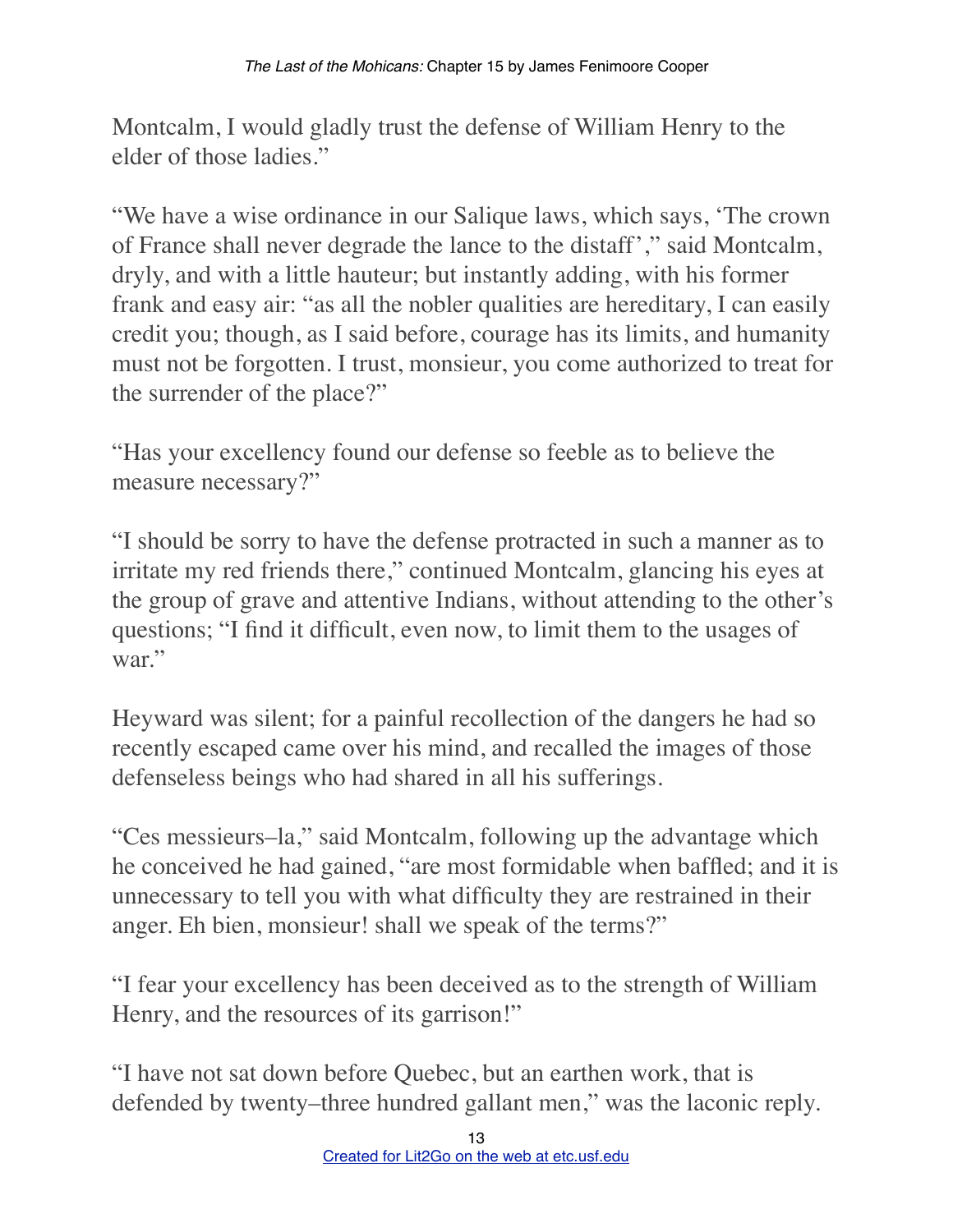Montcalm, I would gladly trust the defense of William Henry to the elder of those ladies."

"We have a wise ordinance in our Salique laws, which says, 'The crown of France shall never degrade the lance to the distaff'," said Montcalm, dryly, and with a little hauteur; but instantly adding, with his former frank and easy air: "as all the nobler qualities are hereditary, I can easily credit you; though, as I said before, courage has its limits, and humanity must not be forgotten. I trust, monsieur, you come authorized to treat for the surrender of the place?"

"Has your excellency found our defense so feeble as to believe the measure necessary?"

"I should be sorry to have the defense protracted in such a manner as to irritate my red friends there," continued Montcalm, glancing his eyes at the group of grave and attentive Indians, without attending to the other's questions; "I find it difficult, even now, to limit them to the usages of war."

Heyward was silent; for a painful recollection of the dangers he had so recently escaped came over his mind, and recalled the images of those defenseless beings who had shared in all his sufferings.

"Ces messieurs–la," said Montcalm, following up the advantage which he conceived he had gained, "are most formidable when baffled; and it is unnecessary to tell you with what difficulty they are restrained in their anger. Eh bien, monsieur! shall we speak of the terms?"

"I fear your excellency has been deceived as to the strength of William Henry, and the resources of its garrison!"

"I have not sat down before Quebec, but an earthen work, that is defended by twenty–three hundred gallant men," was the laconic reply.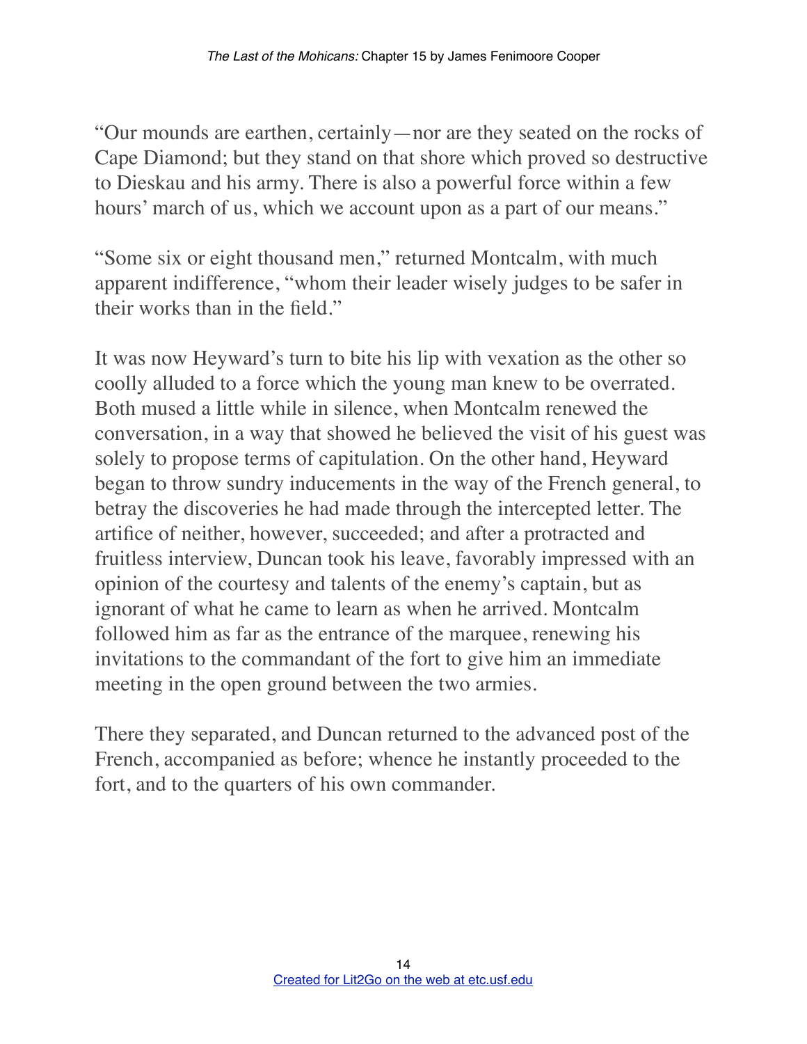"Our mounds are earthen, certainly—nor are they seated on the rocks of Cape Diamond; but they stand on that shore which proved so destructive to Dieskau and his army. There is also a powerful force within a few hours' march of us, which we account upon as a part of our means."

"Some six or eight thousand men," returned Montcalm, with much apparent indifference, "whom their leader wisely judges to be safer in their works than in the field."

It was now Heyward's turn to bite his lip with vexation as the other so coolly alluded to a force which the young man knew to be overrated. Both mused a little while in silence, when Montcalm renewed the conversation, in a way that showed he believed the visit of his guest was solely to propose terms of capitulation. On the other hand, Heyward began to throw sundry inducements in the way of the French general, to betray the discoveries he had made through the intercepted letter. The artifice of neither, however, succeeded; and after a protracted and fruitless interview, Duncan took his leave, favorably impressed with an opinion of the courtesy and talents of the enemy's captain, but as ignorant of what he came to learn as when he arrived. Montcalm followed him as far as the entrance of the marquee, renewing his invitations to the commandant of the fort to give him an immediate meeting in the open ground between the two armies.

There they separated, and Duncan returned to the advanced post of the French, accompanied as before; whence he instantly proceeded to the fort, and to the quarters of his own commander.